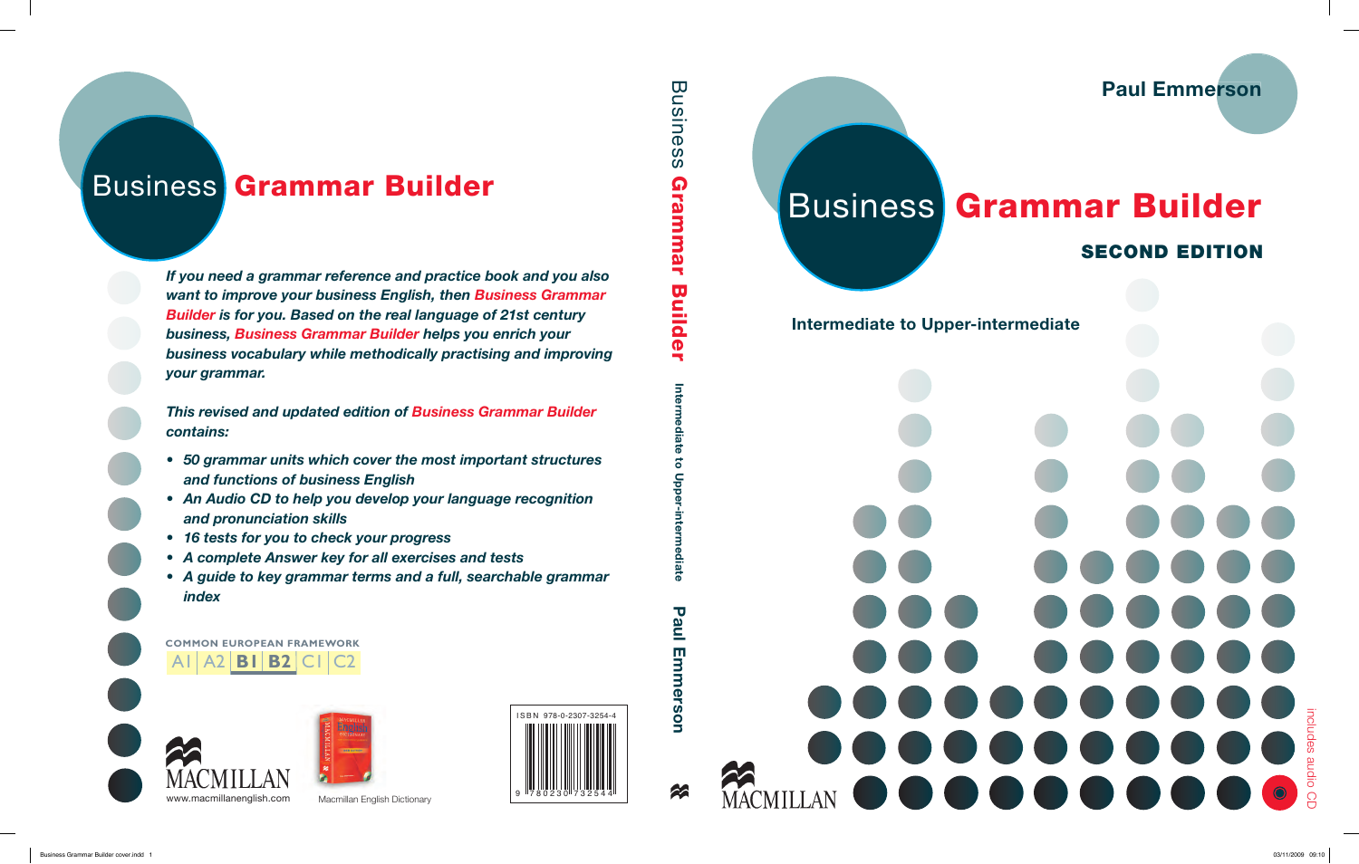# Business Grammar Builder

*If you need a grammar reference and practice book and you also want to improve your business English, then Business Grammar Builder is for you. Based on the real language of 21st century business, Business Grammar Builder helps you enrich your business vocabulary while methodically practising and improving your grammar.*

*This revised and updated edition of Business Grammar Builder contains:*

- *50 grammar units which cover the most important structures and functions of business English*
- *An Audio CD to help you develop your language recognition and pronunciation skills*
- *16 tests for you to check your progress*
- *A complete Answer key for all exercises and tests*
- *A guide to key grammar terms and a full, searchable grammar index*

COMMON EUROPEAN FRAMEWORK

A1 | A2 | **B1** | **B2** | C1 | C2

MACMILLAN

www.macmillanenglish.com

Macmillan English Dictionary

ISBN 978-0-2307-3254-4

9 780230 732544

Business Grammar Builder Intermediate to Upper-intermediate Paul Emmerson

Paul Emmerson

# Business Grammar Builder

## SECOND EDITION

Intermediate to Upper-intermediate

MACMILLAN

includes audio CD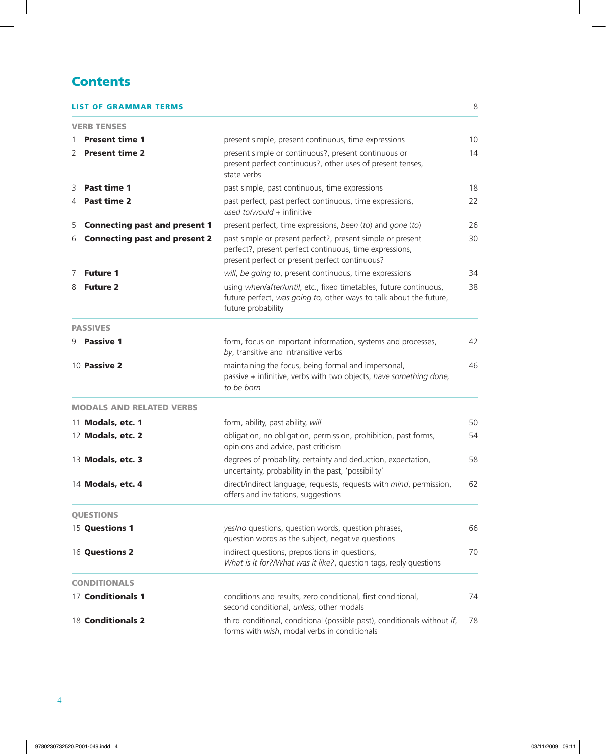# Contents

| **LIST OF GRAMMAR TERMS** | | 8 |
|---|---|---|
| **VERB TENSES** | | |
| 1 **Present time 1** | present simple, present continuous, time expressions | 10 |
| 2 **Present time 2** | present simple or continuous?, present continuous or present perfect continuous?, other uses of present tenses, state verbs | 14 |
| 3 **Past time 1** | past simple, past continuous, time expressions | 18 |
| 4 **Past time 2** | past perfect, past perfect continuous, time expressions, *used to*/*would* + infinitive | 22 |
| 5 **Connecting past and present 1** | present perfect, time expressions, *been* (*to*) and *gone* (*to*) | 26 |
| 6 **Connecting past and present 2** | past simple or present perfect?, present simple or present perfect?, present perfect continuous, time expressions, present perfect or present perfect continuous? | 30 |
| 7 **Future 1** | *will*, *be going to*, present continuous, time expressions | 34 |
| 8 **Future 2** | using *when*/*after*/*until*, etc., fixed timetables, future continuous, future perfect, *was going to,* other ways to talk about the future, future probability | 38 |
| **PASSIVES** | | |
| 9 **Passive 1** | form, focus on important information, systems and processes, *by*, transitive and intransitive verbs | 42 |
| 10 **Passive 2** | maintaining the focus, being formal and impersonal, passive + infinitive, verbs with two objects, *have something done,* *to be born* | 46 |
| **MODALS AND RELATED VERBS** | | |
| 11 **Modals, etc. 1** | form, ability, past ability, *will* | 50 |
| 12 **Modals, etc. 2** | obligation, no obligation, permission, prohibition, past forms, opinions and advice, past criticism | 54 |
| 13 **Modals, etc. 3** | degrees of probability, certainty and deduction, expectation, uncertainty, probability in the past, 'possibility' | 58 |
| 14 **Modals, etc. 4** | direct/indirect language, requests, requests with *mind*, permission, offers and invitations, suggestions | 62 |
| **QUESTIONS** | | |
| 15 **Questions 1** | *yes*/*no* questions, question words, question phrases, question words as the subject, negative questions | 66 |
| 16 **Questions 2** | indirect questions, prepositions in questions, *What is it for?*/*What was it like?*, question tags, reply questions | 70 |
| **CONDITIONALS** | | |
| 17 **Conditionals 1** | conditions and results, zero conditional, first conditional, second conditional, *unless*, other modals | 74 |
| 18 **Conditionals 2** | third conditional, conditional (possible past), conditionals without *if*, forms with *wish*, modal verbs in conditionals | 78 |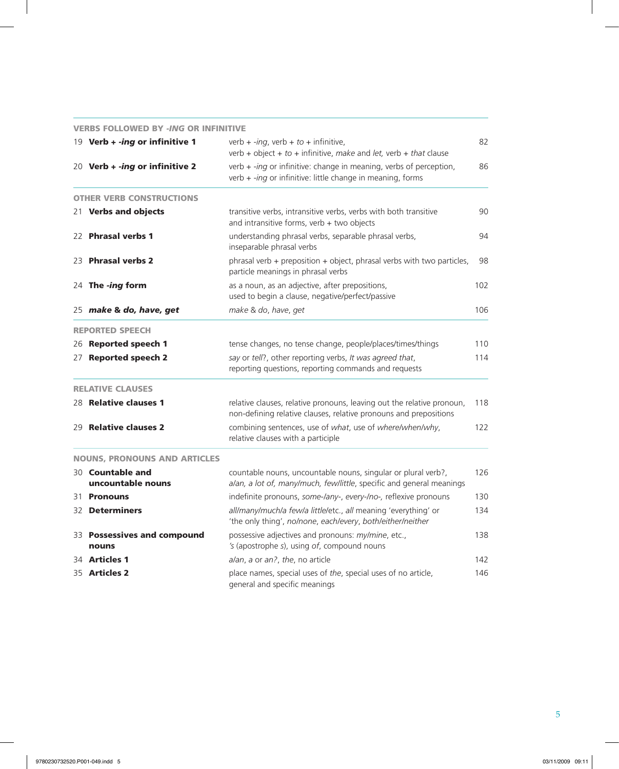| | | |
|---|---|---|
| **VERBS FOLLOWED BY *-ING* OR INFINITIVE** | | |
| 19 **Verb + *-ing* or infinitive 1** | verb + *-ing*, verb + *to* + infinitive, verb + object + *to* + infinitive, *make* and *let*, verb + *that* clause | 82 |
| 20 **Verb + *-ing* or infinitive 2** | verb + *-ing* or infinitive: change in meaning, verbs of perception, verb + *-ing* or infinitive: little change in meaning, forms | 86 |
| **OTHER VERB CONSTRUCTIONS** | | |
| 21 **Verbs and objects** | transitive verbs, intransitive verbs, verbs with both transitive and intransitive forms, verb + two objects | 90 |
| 22 **Phrasal verbs 1** | understanding phrasal verbs, separable phrasal verbs, inseparable phrasal verbs | 94 |
| 23 **Phrasal verbs 2** | phrasal verb + preposition + object, phrasal verbs with two particles, particle meanings in phrasal verbs | 98 |
| 24 **The *-ing* form** | as a noun, as an adjective, after prepositions, used to begin a clause, negative/perfect/passive | 102 |
| 25 ***make* & *do*, *have*, *get*** | *make* & *do*, *have*, *get* | 106 |
| **REPORTED SPEECH** | | |
| 26 **Reported speech 1** | tense changes, no tense change, people/places/times/things | 110 |
| 27 **Reported speech 2** | *say* or *tell*?, other reporting verbs, *It was agreed that*, reporting questions, reporting commands and requests | 114 |
| **RELATIVE CLAUSES** | | |
| 28 **Relative clauses 1** | relative clauses, relative pronouns, leaving out the relative pronoun, non-defining relative clauses, relative pronouns and prepositions | 118 |
| 29 **Relative clauses 2** | combining sentences, use of *what*, use of *where/when/why*, relative clauses with a participle | 122 |
| **NOUNS, PRONOUNS AND ARTICLES** | | |
| 30 **Countable and uncountable nouns** | countable nouns, uncountable nouns, singular or plural verb?, *a/an, a lot of, many/much, few/little*, specific and general meanings | 126 |
| 31 **Pronouns** | indefinite pronouns, *some-/any-*, *every-/no-*, reflexive pronouns | 130 |
| 32 **Determiners** | *all/many/much/a few/a little*/etc., *all* meaning 'everything' or 'the only thing', *no/none*, *each/every*, *both/either/neither* | 134 |
| 33 **Possessives and compound nouns** | possessive adjectives and pronouns: *my/mine*, etc., *'s* (apostrophe *s*), using *of*, compound nouns | 138 |
| 34 **Articles 1** | *a/an*, *a* or *an*?, *the*, no article | 142 |
| 35 **Articles 2** | place names, special uses of *the*, special uses of no article, general and specific meanings | 146 |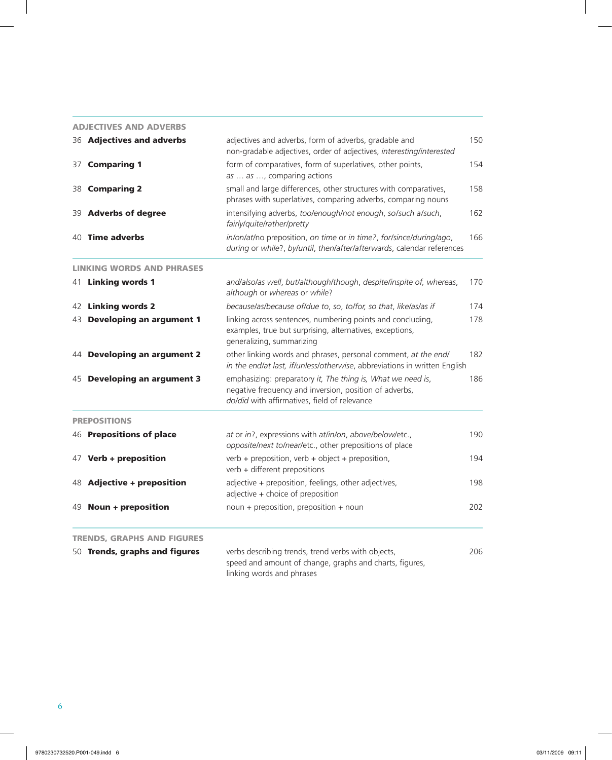## ADJECTIVES AND ADVERBS

| | | |
|---|---|---|
| 36 **Adjectives and adverbs** | adjectives and adverbs, form of adverbs, gradable and non-gradable adjectives, order of adjectives, *interesting/interested* | 150 |
| 37 **Comparing 1** | form of comparatives, form of superlatives, other points, *as … as …*, comparing actions | 154 |
| 38 **Comparing 2** | small and large differences, other structures with comparatives, phrases with superlatives, comparing adverbs, comparing nouns | 158 |
| 39 **Adverbs of degree** | intensifying adverbs, *too/enough/not enough*, *so/such a/such*, *fairly/quite/rather/pretty* | 162 |
| 40 **Time adverbs** | *in/on/at/*no preposition, *on time* or *in time?*, *for/since/during/ago*, *during* or *while*?, *by/until*, *then/after/afterwards*, calendar references | 166 |

## LINKING WORDS AND PHRASES

| | | |
|---|---|---|
| 41 **Linking words 1** | *and/also/as well*, *but/although/though*, *despite/inspite of, whereas*, *although* or *whereas* or *while*? | 170 |
| 42 **Linking words 2** | *because/as/because of/due to*, *so*, *to/for, so that*, *like/as/as if* | 174 |
| 43 **Developing an argument 1** | linking across sentences, numbering points and concluding, examples, true but surprising, alternatives, exceptions, generalizing, summarizing | 178 |
| 44 **Developing an argument 2** | other linking words and phrases, personal comment, *at the end/ in the end/at last, if/unless/otherwise*, abbreviations in written English | 182 |
| 45 **Developing an argument 3** | emphasizing: preparatory *it, The thing is, What we need is*, negative frequency and inversion, position of adverbs, *do/did* with affirmatives, field of relevance | 186 |

## PREPOSITIONS

| | | |
|---|---|---|
| 46 **Prepositions of place** | *at* or *in*?, expressions with *at/in/on*, *above/below*/etc., *opposite/next to/near*/etc., other prepositions of place | 190 |
| 47 **Verb + preposition** | verb + preposition, verb + object + preposition, verb + different prepositions | 194 |
| 48 **Adjective + preposition** | adjective + preposition, feelings, other adjectives, adjective + choice of preposition | 198 |
| 49 **Noun + preposition** | noun + preposition, preposition + noun | 202 |

## TRENDS, GRAPHS AND FIGURES

| | | |
|---|---|---|
| 50 **Trends, graphs and figures** | verbs describing trends, trend verbs with objects, speed and amount of change, graphs and charts, figures, linking words and phrases | 206 |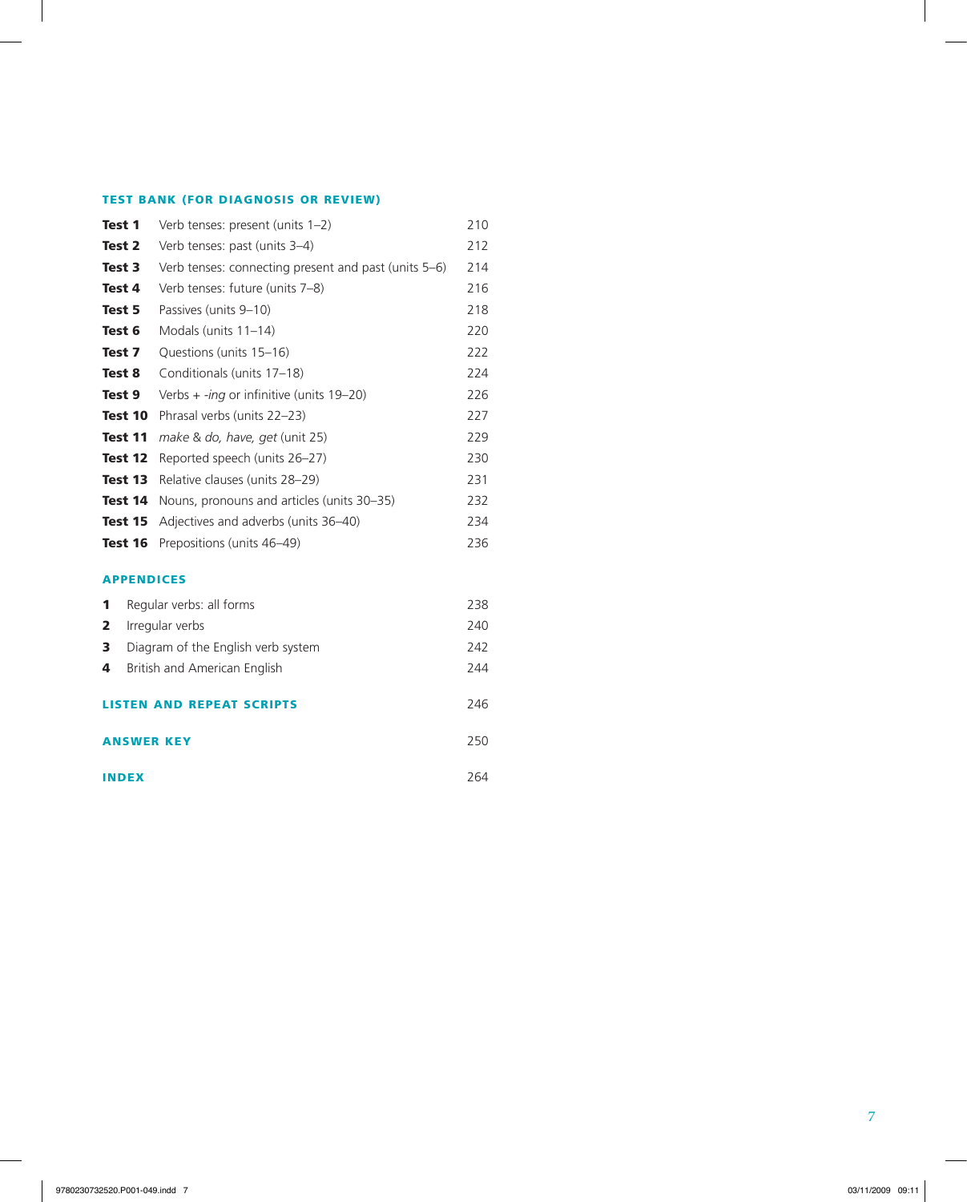## TEST BANK (FOR DIAGNOSIS OR REVIEW)

| | | |
|---|---|---|
| **Test 1** | Verb tenses: present (units 1–2) | 210 |
| **Test 2** | Verb tenses: past (units 3–4) | 212 |
| **Test 3** | Verb tenses: connecting present and past (units 5–6) | 214 |
| **Test 4** | Verb tenses: future (units 7–8) | 216 |
| **Test 5** | Passives (units 9–10) | 218 |
| **Test 6** | Modals (units 11–14) | 220 |
| **Test 7** | Questions (units 15–16) | 222 |
| **Test 8** | Conditionals (units 17–18) | 224 |
| **Test 9** | Verbs + *-ing* or infinitive (units 19–20) | 226 |
| **Test 10** | Phrasal verbs (units 22–23) | 227 |
| **Test 11** | *make* & *do, have, get* (unit 25) | 229 |
| **Test 12** | Reported speech (units 26–27) | 230 |
| **Test 13** | Relative clauses (units 28–29) | 231 |
| **Test 14** | Nouns, pronouns and articles (units 30–35) | 232 |
| **Test 15** | Adjectives and adverbs (units 36–40) | 234 |
| **Test 16** | Prepositions (units 46–49) | 236 |

## APPENDICES

| | | |
|---|---|---|
| **1** | Regular verbs: all forms | 238 |
| **2** | Irregular verbs | 240 |
| **3** | Diagram of the English verb system | 242 |
| **4** | British and American English | 244 |

## LISTEN AND REPEAT SCRIPTS — 246

## ANSWER KEY — 250

## INDEX — 264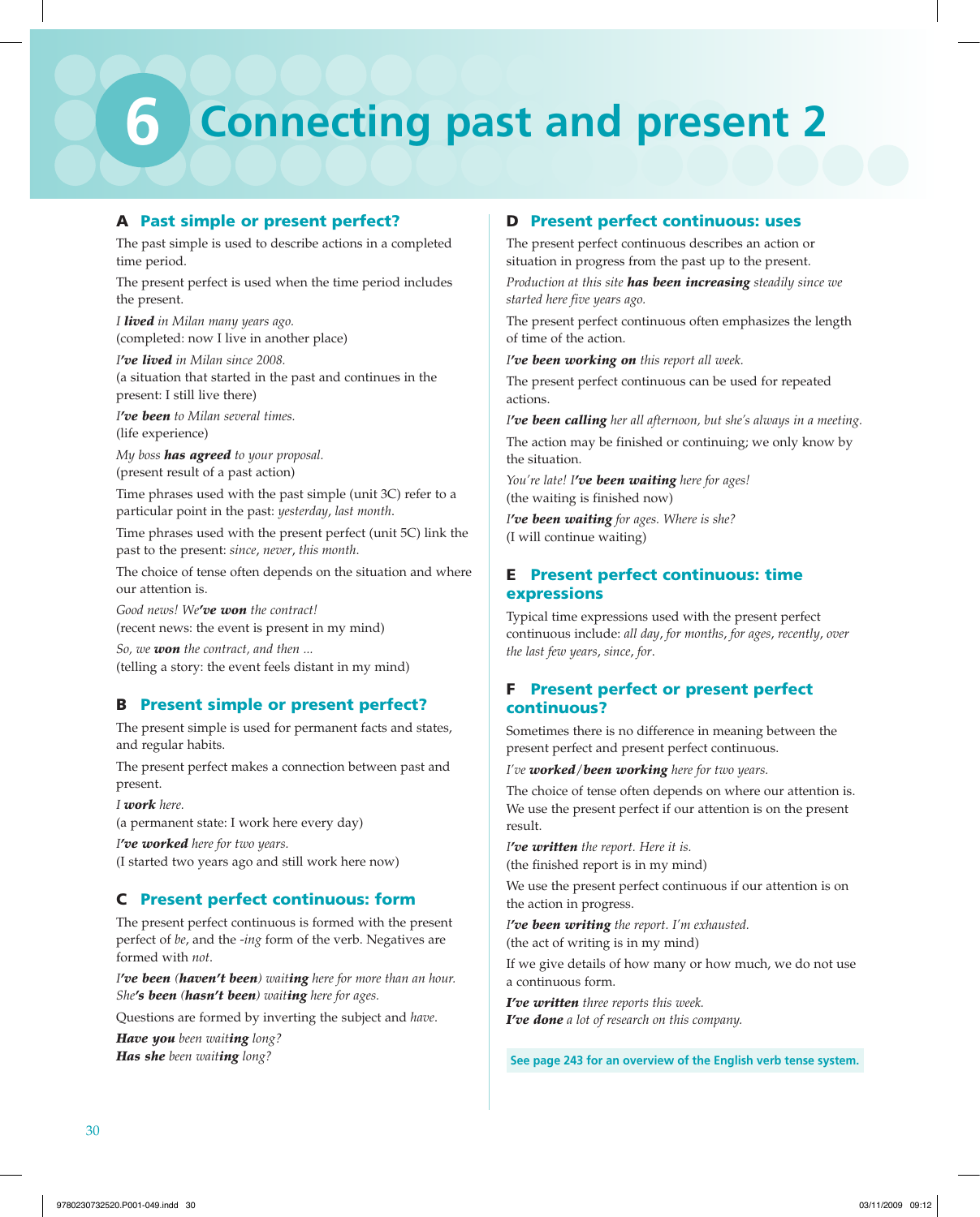# 6 Connecting past and present 2

## A Past simple or present perfect?

The past simple is used to describe actions in a completed time period.

The present perfect is used when the time period includes the present.

*I **lived** in Milan many years ago.*
(completed: now I live in another place)

*I**'ve lived** in Milan since 2008.*
(a situation that started in the past and continues in the present: I still live there)

*I**'ve been** to Milan several times.*
(life experience)

*My boss **has agreed** to your proposal.*
(present result of a past action)

Time phrases used with the past simple (unit 3C) refer to a particular point in the past: *yesterday*, *last month*.

Time phrases used with the present perfect (unit 5C) link the past to the present: *since*, *never*, *this month*.

The choice of tense often depends on the situation and where our attention is.

*Good news! We**'ve won** the contract!*
(recent news: the event is present in my mind)

*So, we **won** the contract, and then ...*
(telling a story: the event feels distant in my mind)

## B Present simple or present perfect?

The present simple is used for permanent facts and states, and regular habits.

The present perfect makes a connection between past and present.

*I **work** here.*
(a permanent state: I work here every day)

*I**'ve worked** here for two years.*
(I started two years ago and still work here now)

## C Present perfect continuous: form

The present perfect continuous is formed with the present perfect of *be*, and the *-ing* form of the verb. Negatives are formed with *not*.

*I**'ve been** (**haven't been**) wait**ing** here for more than an hour.*
*She**'s been** (**hasn't been**) wait**ing** here for ages.*

Questions are formed by inverting the subject and *have*.

***Have you** been wait**ing** long?*
***Has she** been wait**ing** long?*

## D Present perfect continuous: uses

The present perfect continuous describes an action or situation in progress from the past up to the present.

*Production at this site **has been increasing** steadily since we started here five years ago.*

The present perfect continuous often emphasizes the length of time of the action.

*I**'ve been working on** this report all week.*

The present perfect continuous can be used for repeated actions.

*I**'ve been calling** her all afternoon, but she's always in a meeting.*

The action may be finished or continuing; we only know by the situation.

*You're late! I**'ve been waiting** here for ages!*
(the waiting is finished now)

*I**'ve been waiting** for ages. Where is she?*
(I will continue waiting)

## E Present perfect continuous: time expressions

Typical time expressions used with the present perfect continuous include: *all day*, *for months*, *for ages*, *recently*, *over the last few years*, *since*, *for*.

## F Present perfect or present perfect continuous?

Sometimes there is no difference in meaning between the present perfect and present perfect continuous.

*I've **worked**/**been working** here for two years.*

The choice of tense often depends on where our attention is. We use the present perfect if our attention is on the present result.

*I**'ve written** the report. Here it is.*
(the finished report is in my mind)

We use the present perfect continuous if our attention is on the action in progress.

*I**'ve been writing** the report. I'm exhausted.*
(the act of writing is in my mind)

If we give details of how many or how much, we do not use a continuous form.

***I've written** three reports this week.*
***I've done** a lot of research on this company.*

**See page 243 for an overview of the English verb tense system.**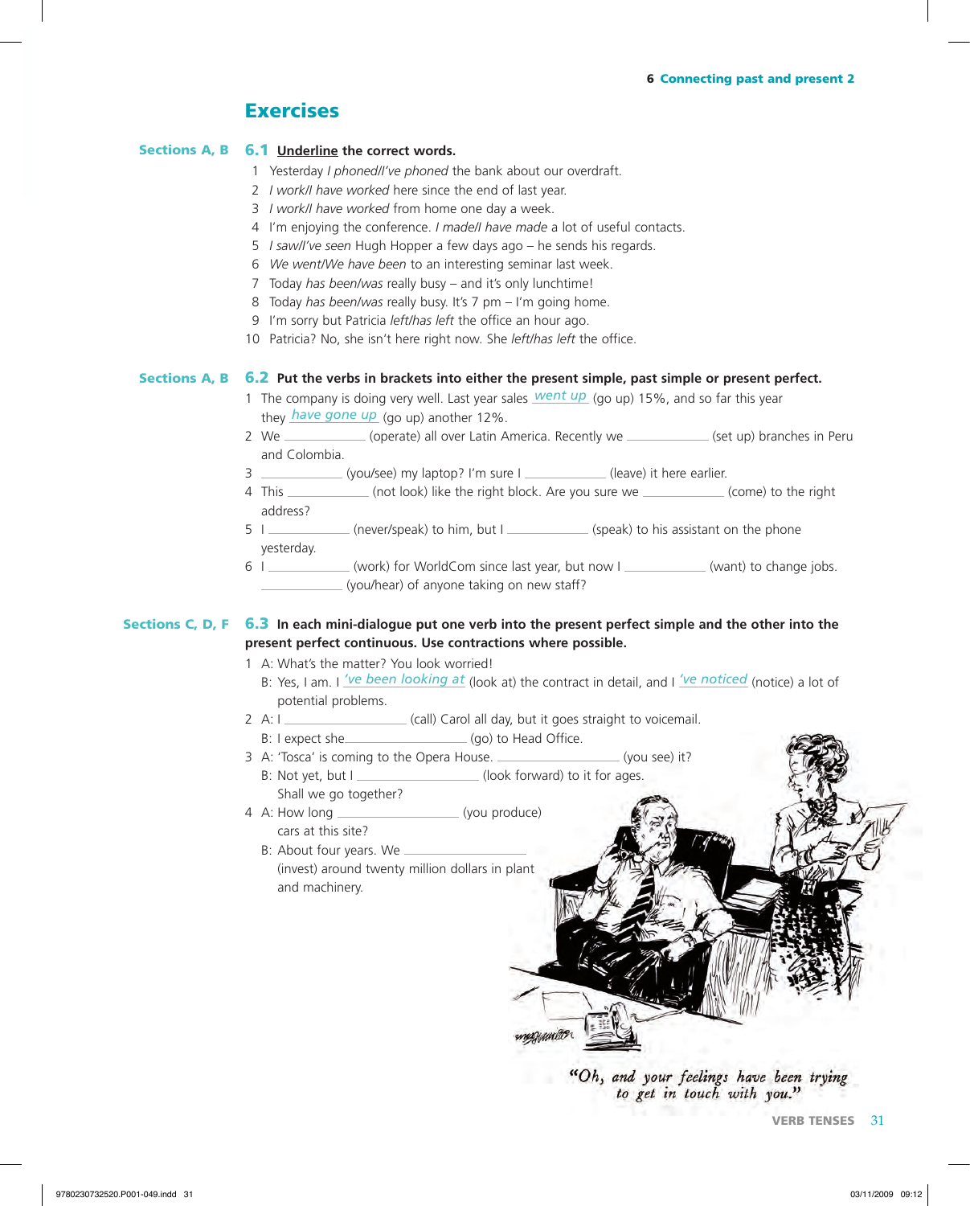# Exercises

**Sections A, B**

## 6.1 <u>Underline</u> the correct words.

1. Yesterday *I phoned/I've phoned* the bank about our overdraft.
2. *I work/I have worked* here since the end of last year.
3. *I work/I have worked* from home one day a week.
4. I'm enjoying the conference. *I made/I have made* a lot of useful contacts.
5. *I saw/I've seen* Hugh Hopper a few days ago – he sends his regards.
6. *We went/We have been* to an interesting seminar last week.
7. Today *has been/was* really busy – and it's only lunchtime!
8. Today *has been/was* really busy. It's 7 pm – I'm going home.
9. I'm sorry but Patricia *left/has left* the office an hour ago.
10. Patricia? No, she isn't here right now. She *left/has left* the office.

**Sections A, B**

## 6.2 Put the verbs in brackets into either the present simple, past simple or present perfect.

1. The company is doing very well. Last year sales <u>*went up*</u> (go up) 15%, and so far this year they <u>*have gone up*</u> (go up) another 12%.
2. We ____________ (operate) all over Latin America. Recently we ____________ (set up) branches in Peru and Colombia.
3. ____________ (you/see) my laptop? I'm sure I ____________ (leave) it here earlier.
4. This ____________ (not look) like the right block. Are you sure we ____________ (come) to the right address?
5. I ____________ (never/speak) to him, but I ____________ (speak) to his assistant on the phone yesterday.
6. I ____________ (work) for WorldCom since last year, but now I ____________ (want) to change jobs. ____________ (you/hear) of anyone taking on new staff?

**Sections C, D, F**

## 6.3 In each mini-dialogue put one verb into the present perfect simple and the other into the present perfect continuous. Use contractions where possible.

1. A: What's the matter? You look worried!
   B: Yes, I am. I <u>*'ve been looking at*</u> (look at) the contract in detail, and I <u>*'ve noticed*</u> (notice) a lot of potential problems.
2. A: I ____________ (call) Carol all day, but it goes straight to voicemail.
   B: I expect she ____________ (go) to Head Office.
3. A: 'Tosca' is coming to the Opera House. ____________ (you see) it?
   B: Not yet, but I ____________ (look forward) to it for ages. Shall we go together?
4. A: How long ____________ (you produce) cars at this site?
   B: About four years. We ____________ (invest) around twenty million dollars in plant and machinery.

*"Oh, and your feelings have been trying to get in touch with you."*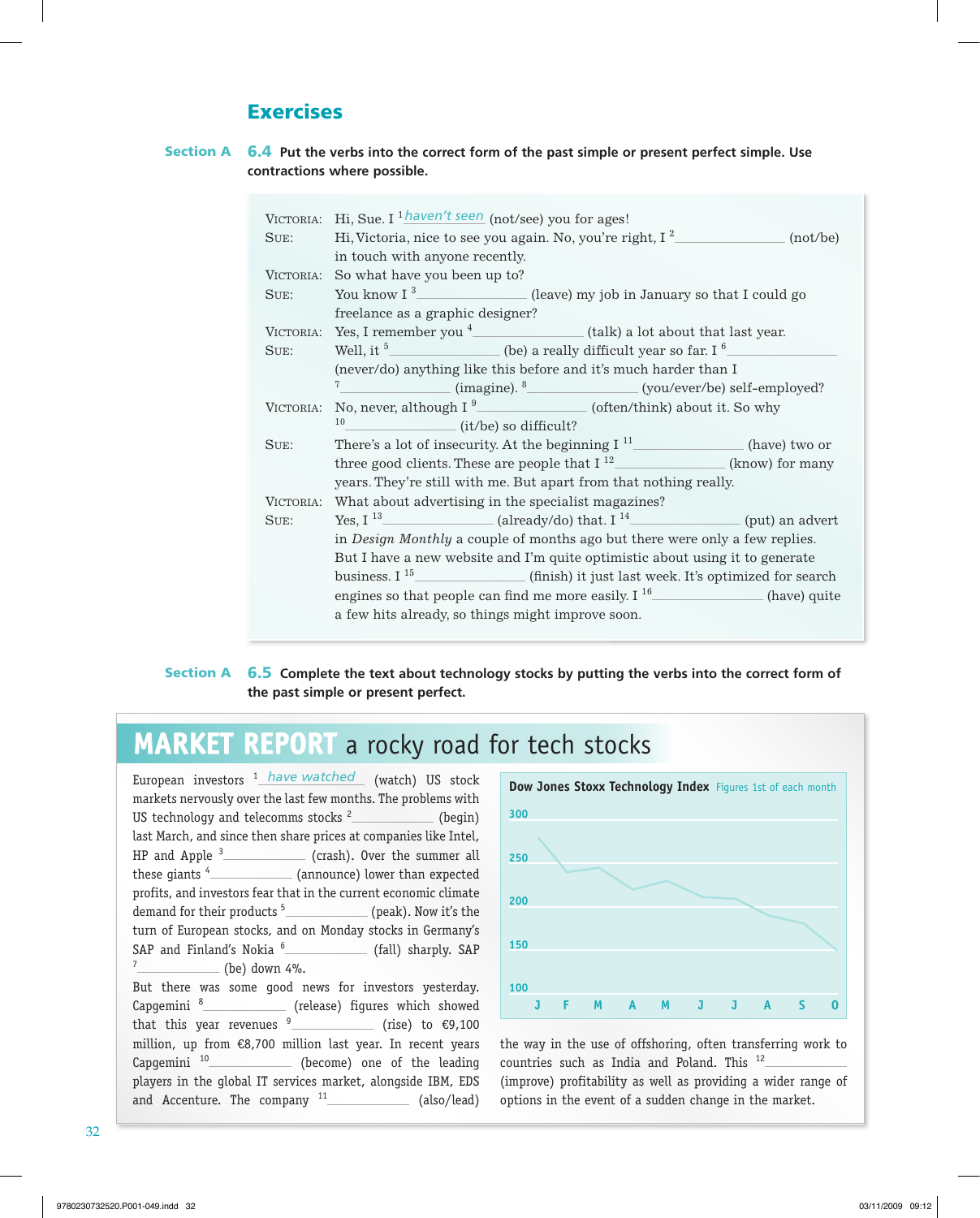## Exercises

**Section A** **6.4** **Put the verbs into the correct form of the past simple or present perfect simple. Use contractions where possible.**

VICTORIA: Hi, Sue. I [1] *haven't seen* (not/see) you for ages!

SUE: Hi, Victoria, nice to see you again. No, you're right, I [2] ______________ (not/be) in touch with anyone recently.

VICTORIA: So what have you been up to?

SUE: You know I [3] ______________ (leave) my job in January so that I could go freelance as a graphic designer?

VICTORIA: Yes, I remember you [4] ______________ (talk) a lot about that last year.

SUE: Well, it [5] ______________ (be) a really difficult year so far. I [6] ______________ (never/do) anything like this before and it's much harder than I [7] ______________ (imagine). [8] ______________ (you/ever/be) self-employed?

VICTORIA: No, never, although I [9] ______________ (often/think) about it. So why [10] ______________ (it/be) so difficult?

SUE: There's a lot of insecurity. At the beginning I [11] ______________ (have) two or three good clients. These are people that I [12] ______________ (know) for many years. They're still with me. But apart from that nothing really.

VICTORIA: What about advertising in the specialist magazines?

SUE: Yes, I [13] ______________ (already/do) that. I [14] ______________ (put) an advert in *Design Monthly* a couple of months ago but there were only a few replies. But I have a new website and I'm quite optimistic about using it to generate business. I [15] ______________ (finish) it just last week. It's optimized for search engines so that people can find me more easily. I [16] ______________ (have) quite a few hits already, so things might improve soon.

**Section A** **6.5** **Complete the text about technology stocks by putting the verbs into the correct form of the past simple or present perfect.**

### MARKET REPORT a rocky road for tech stocks

European investors [1] *have watched* (watch) US stock markets nervously over the last few months. The problems with US technology and telecomms stocks [2] ______________ (begin) last March, and since then share prices at companies like Intel, HP and Apple [3] ______________ (crash). Over the summer all these giants [4] ______________ (announce) lower than expected profits, and investors fear that in the current economic climate demand for their products [5] ______________ (peak). Now it's the turn of European stocks, and on Monday stocks in Germany's SAP and Finland's Nokia [6] ______________ (fall) sharply. SAP [7] ______________ (be) down 4%.

But there was some good news for investors yesterday. Capgemini [8] ______________ (release) figures which showed that this year revenues [9] ______________ (rise) to €9,100 million, up from €8,700 million last year. In recent years Capgemini [10] ______________ (become) one of the leading players in the global IT services market, alongside IBM, EDS and Accenture. The company [11] ______________ (also/lead) the way in the use of offshoring, often transferring work to countries such as India and Poland. This [12] ______________ (improve) profitability as well as providing a wider range of options in the event of a sudden change in the market.

**Dow Jones Stoxx Technology Index** Figures 1st of each month

300 / 250 / 200 / 150 / 100

J F M A M J J A S O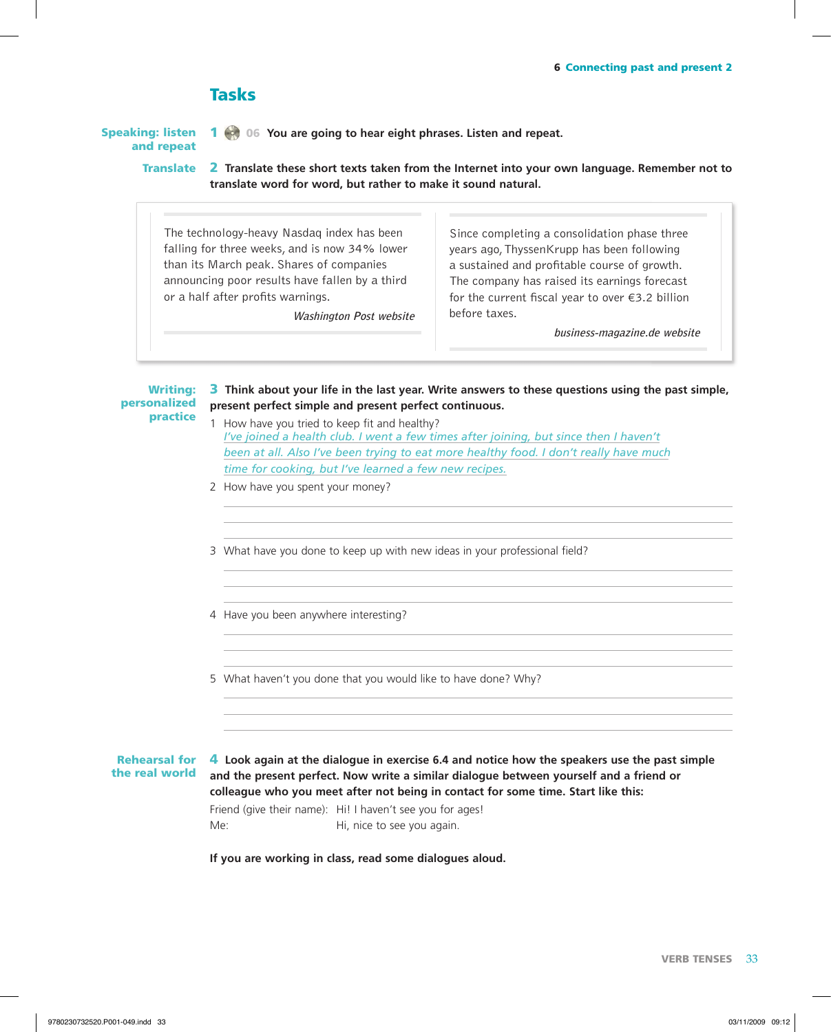## Tasks

**Speaking: listen and repeat**

**1** 06 **You are going to hear eight phrases. Listen and repeat.**

**Translate**

**2 Translate these short texts taken from the Internet into your own language. Remember not to translate word for word, but rather to make it sound natural.**

> The technology-heavy Nasdaq index has been falling for three weeks, and is now 34% lower than its March peak. Shares of companies announcing poor results have fallen by a third or a half after profits warnings.
>
> *Washington Post website*

> Since completing a consolidation phase three years ago, ThyssenKrupp has been following a sustained and profitable course of growth. The company has raised its earnings forecast for the current fiscal year to over €3.2 billion before taxes.
>
> *business-magazine.de website*

**Writing: personalized practice**

**3 Think about your life in the last year. Write answers to these questions using the past simple, present perfect simple and present perfect continuous.**

1 How have you tried to keep fit and healthy?
*I've joined a health club. I went a few times after joining, but since then I haven't been at all. Also I've been trying to eat more healthy food. I don't really have much time for cooking, but I've learned a few new recipes.*

2 How have you spent your money?

3 What have you done to keep up with new ideas in your professional field?

4 Have you been anywhere interesting?

5 What haven't you done that you would like to have done? Why?

**Rehearsal for the real world**

**4 Look again at the dialogue in exercise 6.4 and notice how the speakers use the past simple and the present perfect. Now write a similar dialogue between yourself and a friend or colleague who you meet after not being in contact for some time. Start like this:**

Friend (give their name): Hi! I haven't see you for ages!
Me: Hi, nice to see you again.

**If you are working in class, read some dialogues aloud.**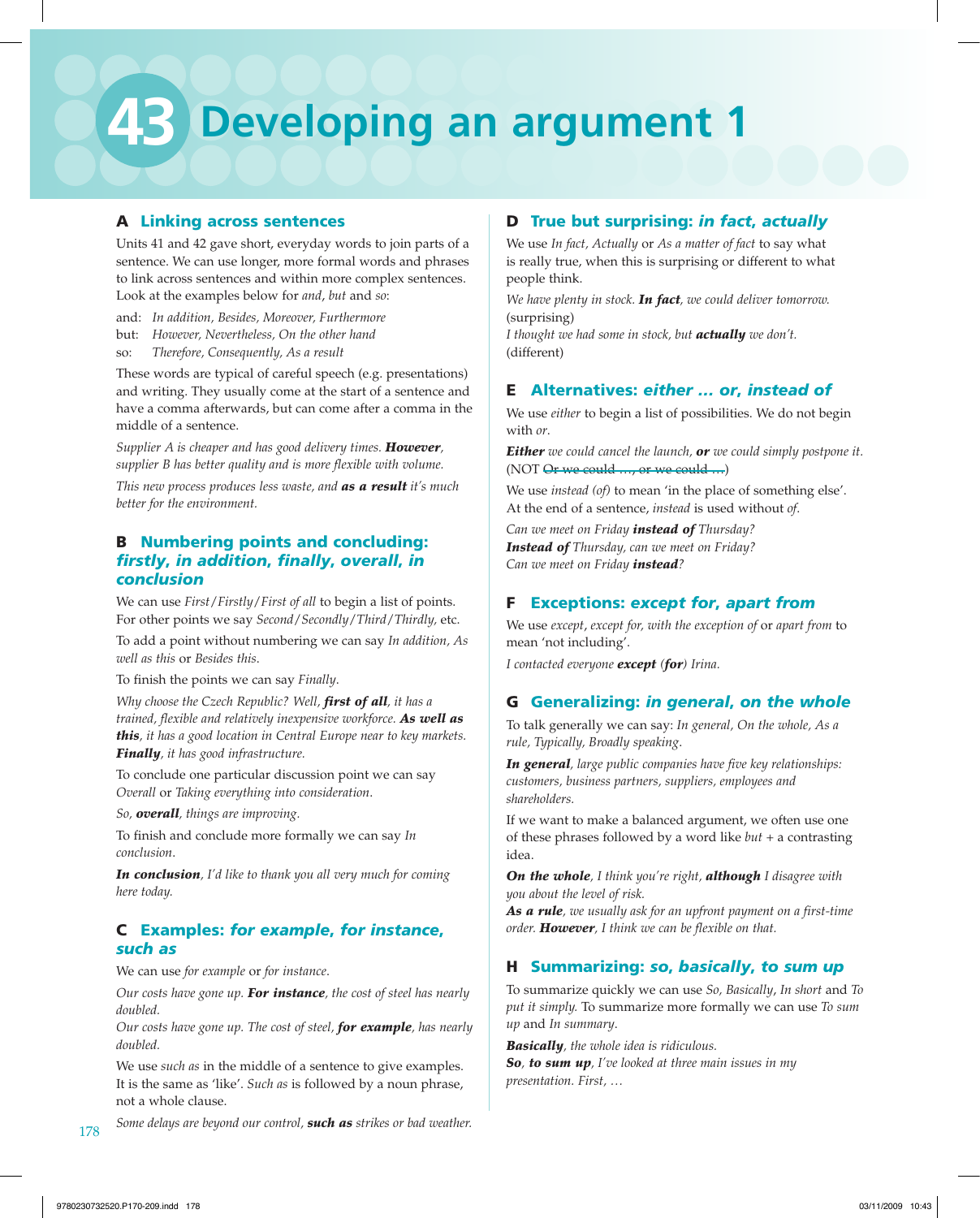# 43 Developing an argument 1

## A Linking across sentences

Units 41 and 42 gave short, everyday words to join parts of a sentence. We can use longer, more formal words and phrases to link across sentences and within more complex sentences. Look at the examples below for *and*, *but* and *so*:

and: *In addition, Besides, Moreover, Furthermore*
but: *However, Nevertheless, On the other hand*
so: *Therefore, Consequently, As a result*

These words are typical of careful speech (e.g. presentations) and writing. They usually come at the start of a sentence and have a comma afterwards, but can come after a comma in the middle of a sentence.

*Supplier A is cheaper and has good delivery times.* ***However****, supplier B has better quality and is more flexible with volume.*

*This new process produces less waste, and* ***as a result*** *it's much better for the environment.*

## B Numbering points and concluding: *firstly, in addition, finally, overall, in conclusion*

We can use *First*/*Firstly*/*First of all* to begin a list of points. For other points we say *Second*/*Secondly*/*Third*/*Thirdly*, etc.

To add a point without numbering we can say *In addition, As well as this* or *Besides this*.

To finish the points we can say *Finally*.

*Why choose the Czech Republic? Well,* ***first of all****, it has a trained, flexible and relatively inexpensive workforce.* ***As well as this****, it has a good location in Central Europe near to key markets.* ***Finally****, it has good infrastructure.*

To conclude one particular discussion point we can say *Overall* or *Taking everything into consideration*.

*So,* ***overall****, things are improving.*

To finish and conclude more formally we can say *In conclusion*.

***In conclusion****, I'd like to thank you all very much for coming here today.*

## C Examples: *for example, for instance, such as*

We can use *for example* or *for instance*.

*Our costs have gone up.* ***For instance****, the cost of steel has nearly doubled.*
*Our costs have gone up. The cost of steel,* ***for example****, has nearly doubled.*

We use *such as* in the middle of a sentence to give examples. It is the same as 'like'. *Such as* is followed by a noun phrase, not a whole clause.

*Some delays are beyond our control,* ***such as*** *strikes or bad weather.*

## D True but surprising: *in fact, actually*

We use *In fact, Actually* or *As a matter of fact* to say what is really true, when this is surprising or different to what people think.

*We have plenty in stock.* ***In fact****, we could deliver tomorrow.* (surprising)
*I thought we had some in stock, but* ***actually*** *we don't.* (different)

## E Alternatives: *either ... or, instead of*

We use *either* to begin a list of possibilities. We do not begin with *or*.

***Either*** *we could cancel the launch,* ***or*** *we could simply postpone it.* (NOT ~~Or we could ..., or we could ...~~)

We use *instead (of)* to mean 'in the place of something else'. At the end of a sentence, *instead* is used without *of*.

*Can we meet on Friday* ***instead of*** *Thursday?*
***Instead of*** *Thursday, can we meet on Friday?*
*Can we meet on Friday* ***instead****?*

## F Exceptions: *except for, apart from*

We use *except*, *except for, with the exception of* or *apart from* to mean 'not including'.

*I contacted everyone* ***except*** *(****for****) Irina.*

## G Generalizing: *in general, on the whole*

To talk generally we can say: *In general, On the whole, As a rule, Typically, Broadly speaking*.

***In general****, large public companies have five key relationships: customers, business partners, suppliers, employees and shareholders.*

If we want to make a balanced argument, we often use one of these phrases followed by a word like *but* + a contrasting idea.

***On the whole****, I think you're right,* ***although*** *I disagree with you about the level of risk.*
***As a rule****, we usually ask for an upfront payment on a first-time order.* ***However****, I think we can be flexible on that.*

## H Summarizing: *so, basically, to sum up*

To summarize quickly we can use *So, Basically*, *In short* and *To put it simply.* To summarize more formally we can use *To sum up* and *In summary*.

***Basically****, the whole idea is ridiculous.*
***So****,* ***to sum up****, I've looked at three main issues in my presentation. First, …*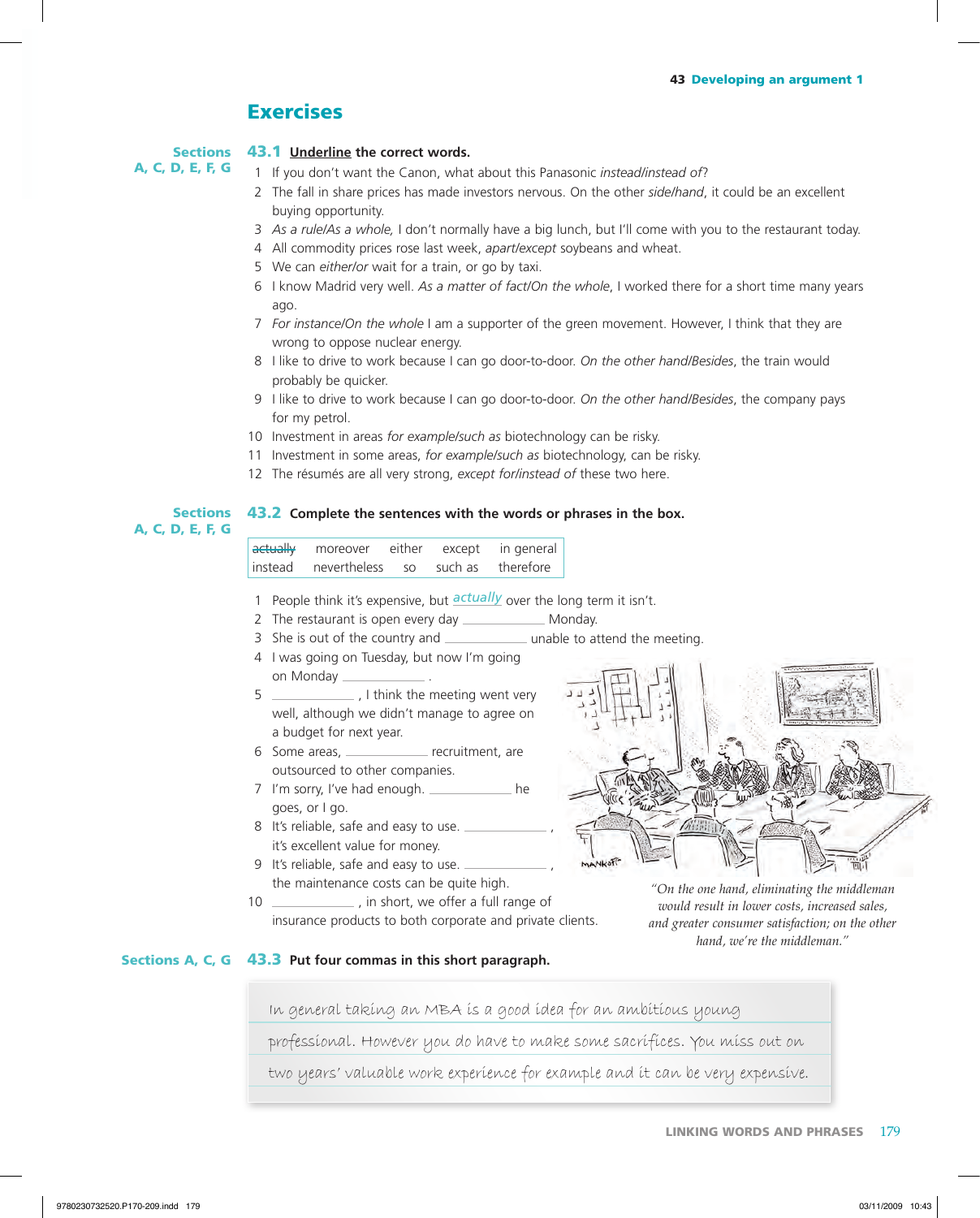# Exercises

**Sections A, C, D, E, F, G**

## 43.1 Underline the correct words.

1. If you don't want the Canon, what about this Panasonic *instead/instead of*?
2. The fall in share prices has made investors nervous. On the other *side/hand*, it could be an excellent buying opportunity.
3. *As a rule/As a whole*, I don't normally have a big lunch, but I'll come with you to the restaurant today.
4. All commodity prices rose last week, *apart/except* soybeans and wheat.
5. We can *either/or* wait for a train, or go by taxi.
6. I know Madrid very well. *As a matter of fact/On the whole*, I worked there for a short time many years ago.
7. *For instance/On the whole* I am a supporter of the green movement. However, I think that they are wrong to oppose nuclear energy.
8. I like to drive to work because I can go door-to-door. *On the other hand/Besides*, the train would probably be quicker.
9. I like to drive to work because I can go door-to-door. *On the other hand/Besides*, the company pays for my petrol.
10. Investment in areas *for example/such as* biotechnology can be risky.
11. Investment in some areas, *for example/such as* biotechnology, can be risky.
12. The résumés are all very strong, *except for/instead of* these two here.

**Sections A, C, D, E, F, G**

## 43.2 Complete the sentences with the words or phrases in the box.

| ~~actually~~ | moreover | either | except | in general |
|---|---|---|---|---|
| instead | nevertheless | so | such as | therefore |

1. People think it's expensive, but *actually* over the long term it isn't.
2. The restaurant is open every day ____________ Monday.
3. She is out of the country and ____________ unable to attend the meeting.
4. I was going on Tuesday, but now I'm going on Monday ____________ .
5. ____________ , I think the meeting went very well, although we didn't manage to agree on a budget for next year.
6. Some areas, ____________ recruitment, are outsourced to other companies.
7. I'm sorry, I've had enough. ____________ he goes, or I go.
8. It's reliable, safe and easy to use. ____________ , it's excellent value for money.
9. It's reliable, safe and easy to use. ____________ , the maintenance costs can be quite high.
10. ____________ , in short, we offer a full range of insurance products to both corporate and private clients.

*"On the one hand, eliminating the middleman would result in lower costs, increased sales, and greater consumer satisfaction; on the other hand, we're the middleman."*

**Sections A, C, G**

## 43.3 Put four commas in this short paragraph.

In general taking an MBA is a good idea for an ambitious young professional. However you do have to make some sacrifices. You miss out on two years' valuable work experience for example and it can be very expensive.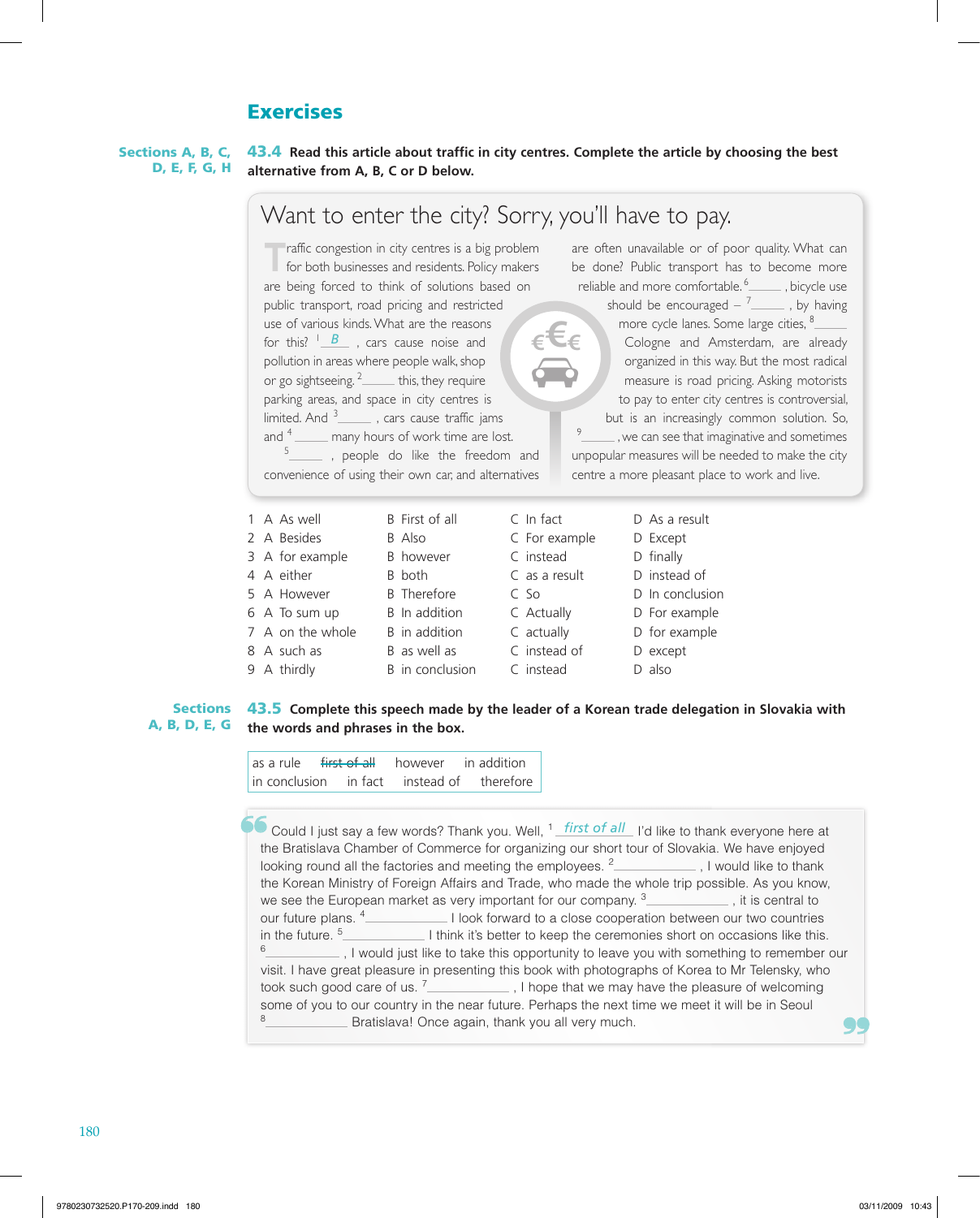# Exercises

**Sections A, B, C, D, E, F, G, H**

**43.4 Read this article about traffic in city centres. Complete the article by choosing the best alternative from A, B, C or D below.**

## Want to enter the city? Sorry, you'll have to pay.

Traffic congestion in city centres is a big problem for both businesses and residents. Policy makers are being forced to think of solutions based on public transport, road pricing and restricted use of various kinds. What are the reasons for this? [1] *B* , cars cause noise and pollution in areas where people walk, shop or go sightseeing. [2] _____ this, they require parking areas, and space in city centres is limited. And [3] _____ , cars cause traffic jams and [4] _____ many hours of work time are lost. [5] _____ , people do like the freedom and convenience of using their own car, and alternatives are often unavailable or of poor quality. What can be done? Public transport has to become more reliable and more comfortable. [6] _____ , bicycle use should be encouraged – [7] _____ , by having [8] _____ more cycle lanes. Some large cities, [8] _____ Cologne and Amsterdam, are already organized in this way. But the most radical measure is road pricing. Asking motorists to pay to enter city centres is controversial, but is an increasingly common solution. So, [9] _____ , we can see that imaginative and sometimes unpopular measures will be needed to make the city centre a more pleasant place to work and live.

| | A | B | C | D |
|---|---|---|---|---|
| 1 | As well | First of all | In fact | As a result |
| 2 | Besides | Also | For example | Except |
| 3 | for example | however | instead | finally |
| 4 | either | both | as a result | instead of |
| 5 | However | Therefore | So | In conclusion |
| 6 | To sum up | In addition | Actually | For example |
| 7 | on the whole | in addition | actually | for example |
| 8 | such as | as well as | instead of | except |
| 9 | thirdly | in conclusion | instead | also |

**Sections A, B, D, E, G**

**43.5 Complete this speech made by the leader of a Korean trade delegation in Slovakia with the words and phrases in the box.**

| | | | |
|---|---|---|---|
| as a rule | ~~first of all~~ | however | in addition |
| in conclusion | in fact | instead of | therefore |

Could I just say a few words? Thank you. Well, [1] *first of all* I'd like to thank everyone here at the Bratislava Chamber of Commerce for organizing our short tour of Slovakia. We have enjoyed looking round all the factories and meeting the employees. [2] ____________ , I would like to thank the Korean Ministry of Foreign Affairs and Trade, who made the whole trip possible. As you know, we see the European market as very important for our company. [3] ____________ , it is central to our future plans. [4] ____________ I look forward to a close cooperation between our two countries in the future. [5] ____________ I think it's better to keep the ceremonies short on occasions like this. [6] ____________ , I would just like to take this opportunity to leave you with something to remember our visit. I have great pleasure in presenting this book with photographs of Korea to Mr Telensky, who took such good care of us. [7] ____________ , I hope that we may have the pleasure of welcoming some of you to our country in the near future. Perhaps the next time we meet it will be in Seoul [8] ____________ Bratislava! Once again, thank you all very much.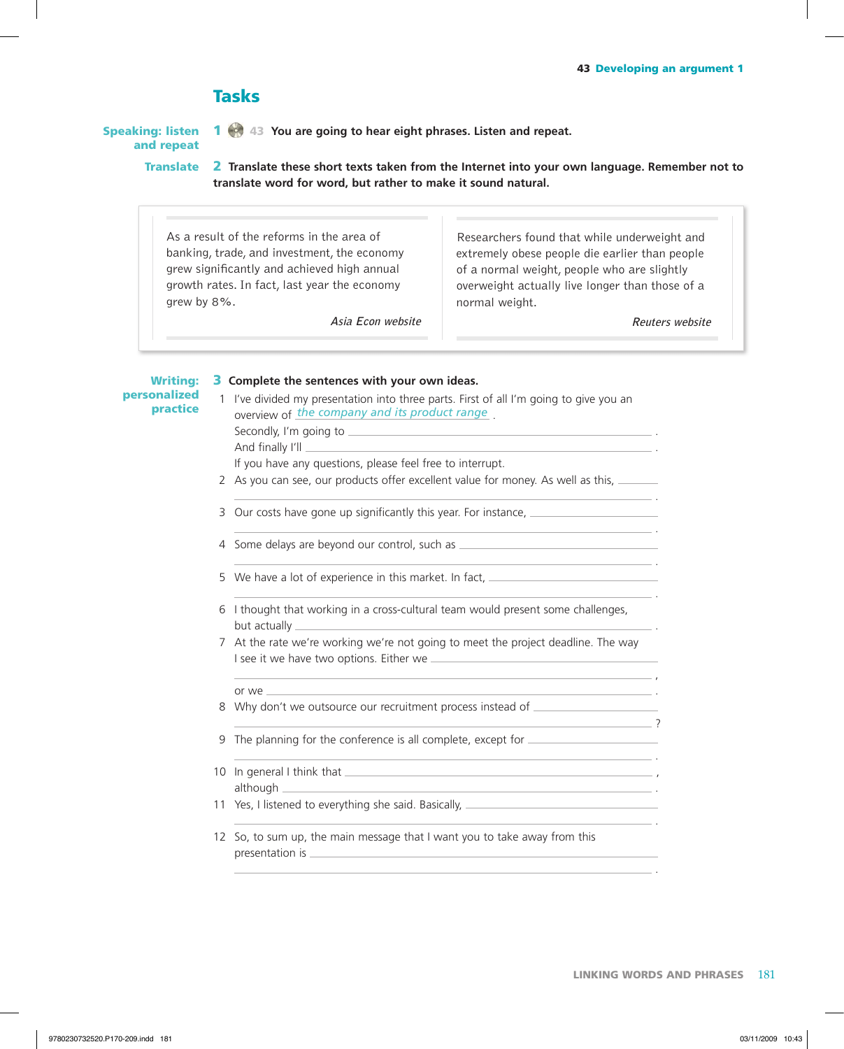## Tasks

**Speaking: listen and repeat**

**1** 43 **You are going to hear eight phrases. Listen and repeat.**

**Translate**

**2** **Translate these short texts taken from the Internet into your own language. Remember not to translate word for word, but rather to make it sound natural.**

> As a result of the reforms in the area of banking, trade, and investment, the economy grew significantly and achieved high annual growth rates. In fact, last year the economy grew by 8%.
>
> *Asia Econ website*

> Researchers found that while underweight and extremely obese people die earlier than people of a normal weight, people who are slightly overweight actually live longer than those of a normal weight.
>
> *Reuters website*

**Writing: personalized practice**

**3** **Complete the sentences with your own ideas.**

1. I've divided my presentation into three parts. First of all I'm going to give you an overview of *the company and its product range* .
   Secondly, I'm going to ______________________________ .
   And finally I'll ______________________________ .
   If you have any questions, please feel free to interrupt.
2. As you can see, our products offer excellent value for money. As well as this, ______________________________ .
3. Our costs have gone up significantly this year. For instance, ______________________________ .
4. Some delays are beyond our control, such as ______________________________ .
5. We have a lot of experience in this market. In fact, ______________________________ .
6. I thought that working in a cross-cultural team would present some challenges, but actually ______________________________ .
7. At the rate we're working we're not going to meet the project deadline. The way I see it we have two options. Either we ______________________________ ,
   or we ______________________________ .
8. Why don't we outsource our recruitment process instead of ______________________________ ?
9. The planning for the conference is all complete, except for ______________________________ .
10. In general I think that ______________________________ ,
    although ______________________________ .
11. Yes, I listened to everything she said. Basically, ______________________________ .
12. So, to sum up, the main message that I want you to take away from this presentation is ______________________________ .